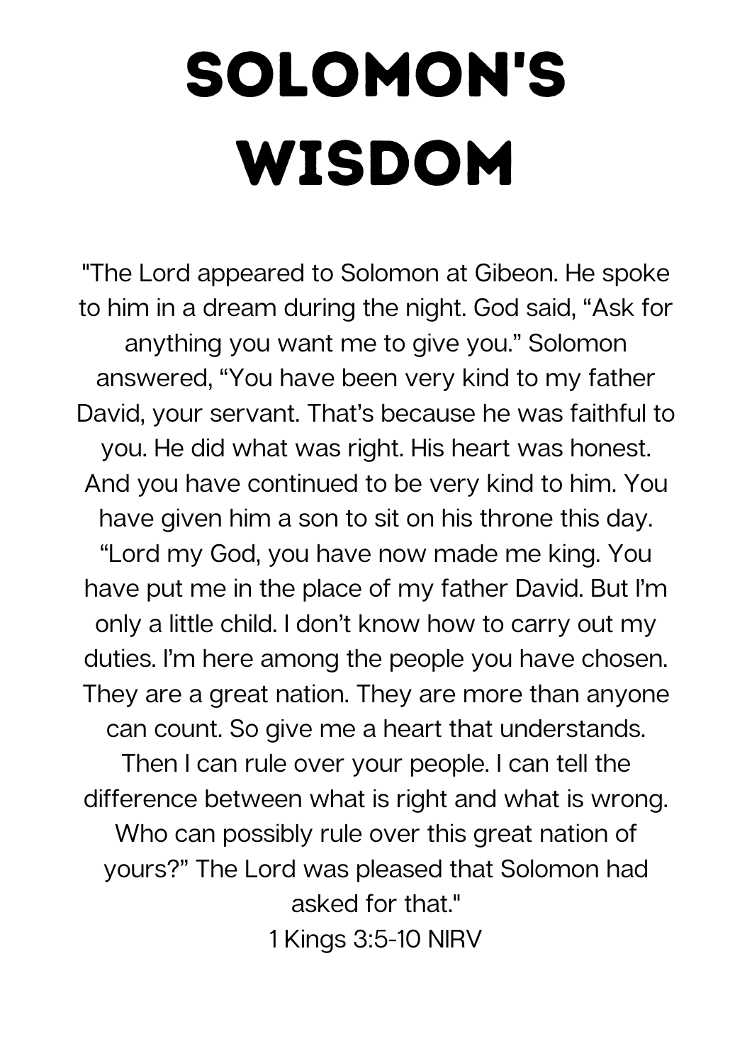# SOLOMON'S WISDOM

"The Lord appeared to Solomon at Gibeon. He spoke to him in a dream during the night. God said, “Ask for anything you want me to give you.” Solomon answered, “You have been very kind to my father David, your servant. That’s because he was faithful to you. He did what was right. His heart was honest. And you have continued to be very kind to him. You have given him a son to sit on his throne this day. “Lord my God, you have now made me king. You have put me in the place of my father David. But I’m only a little child. I don’t know how to carry out my duties. I’m here among the people you have chosen. They are a great nation. They are more than anyone can count. So give me a heart that understands. Then I can rule over your people. I can tell the difference between what is right and what is wrong. Who can possibly rule over this great nation of yours?” The Lord was pleased that Solomon had asked for that."

1 Kings 3:5-10 NIRV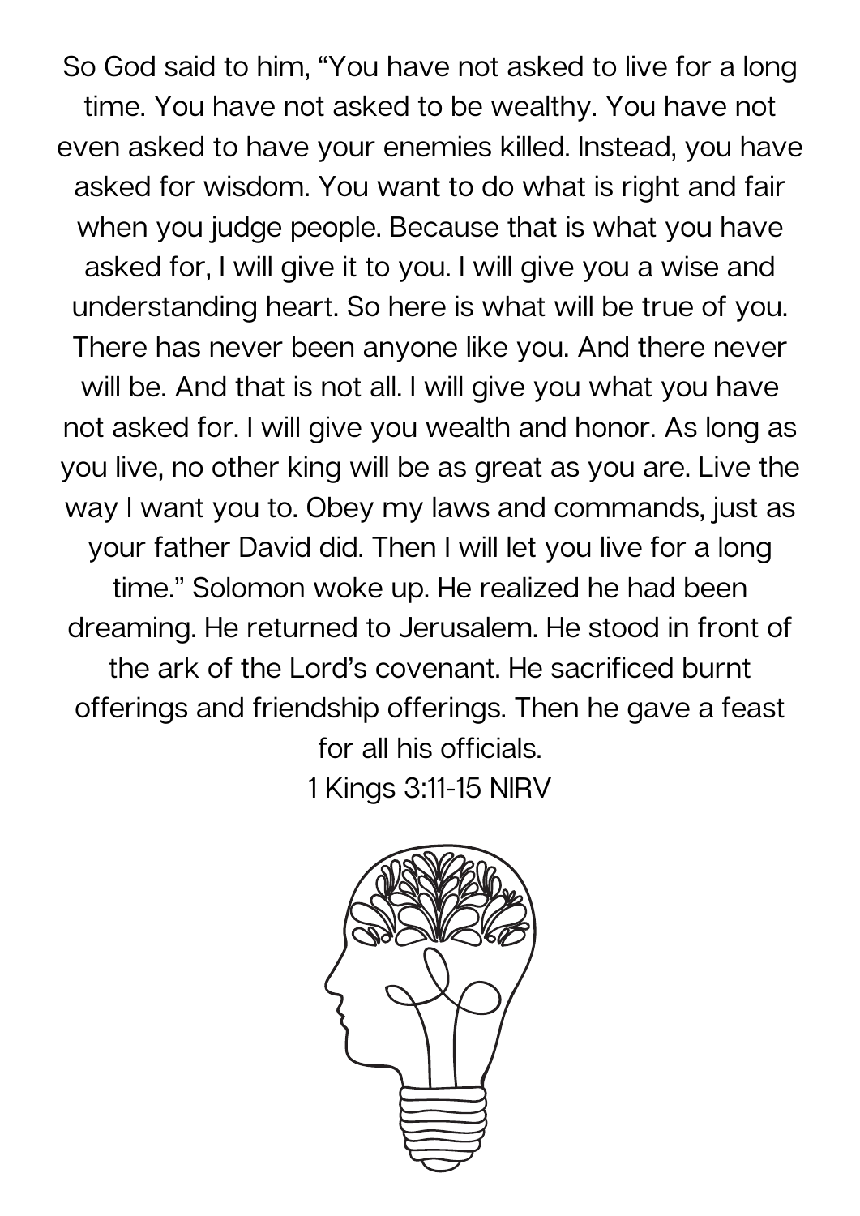So God said to him, "You have not asked to live for a long time. You have not asked to be wealthy. You have not even asked to have your enemies killed. Instead, you have asked for wisdom. You want to do what is right and fair when you judge people. Because that is what you have asked for, I will give it to you. I will give you a wise and understanding heart. So here is what will be true of you. There has never been anyone like you. And there never will be. And that is not all. I will give you what you have not asked for. I will give you wealth and honor. As long as you live, no other king will be as great as you are. Live the way I want you to. Obey my laws and commands, just as your father David did. Then I will let you live for a long time." Solomon woke up. He realized he had been dreaming. He returned to Jerusalem. He stood in front of the ark of the Lord's covenant. He sacrificed burnt offerings and friendship offerings. Then he gave a feast for all his officials.

1 Kings 3:11-15 NIRV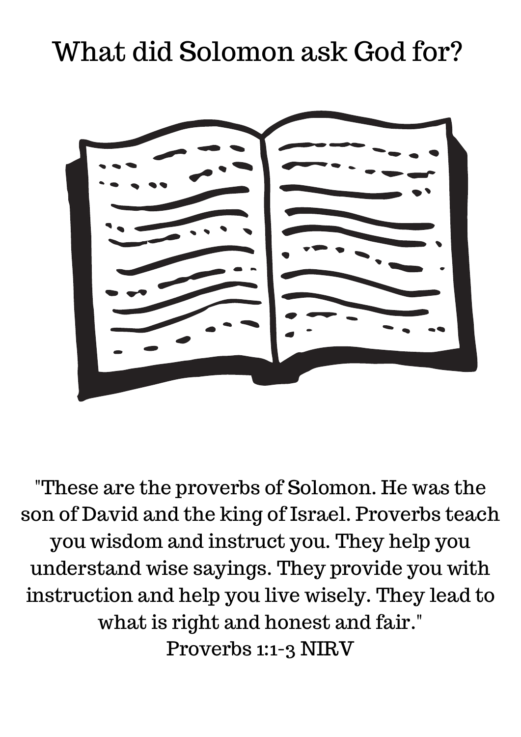# What did Solomon ask God for?

"These are the proverbs of Solomon. He was the son of David and the king of Israel. Proverbs teach you wisdom and instruct you. They help you understand wise sayings. They provide you with instruction and help you live wisely. They lead to what is right and honest and fair."

Proverbs 1:1-3 NIRV